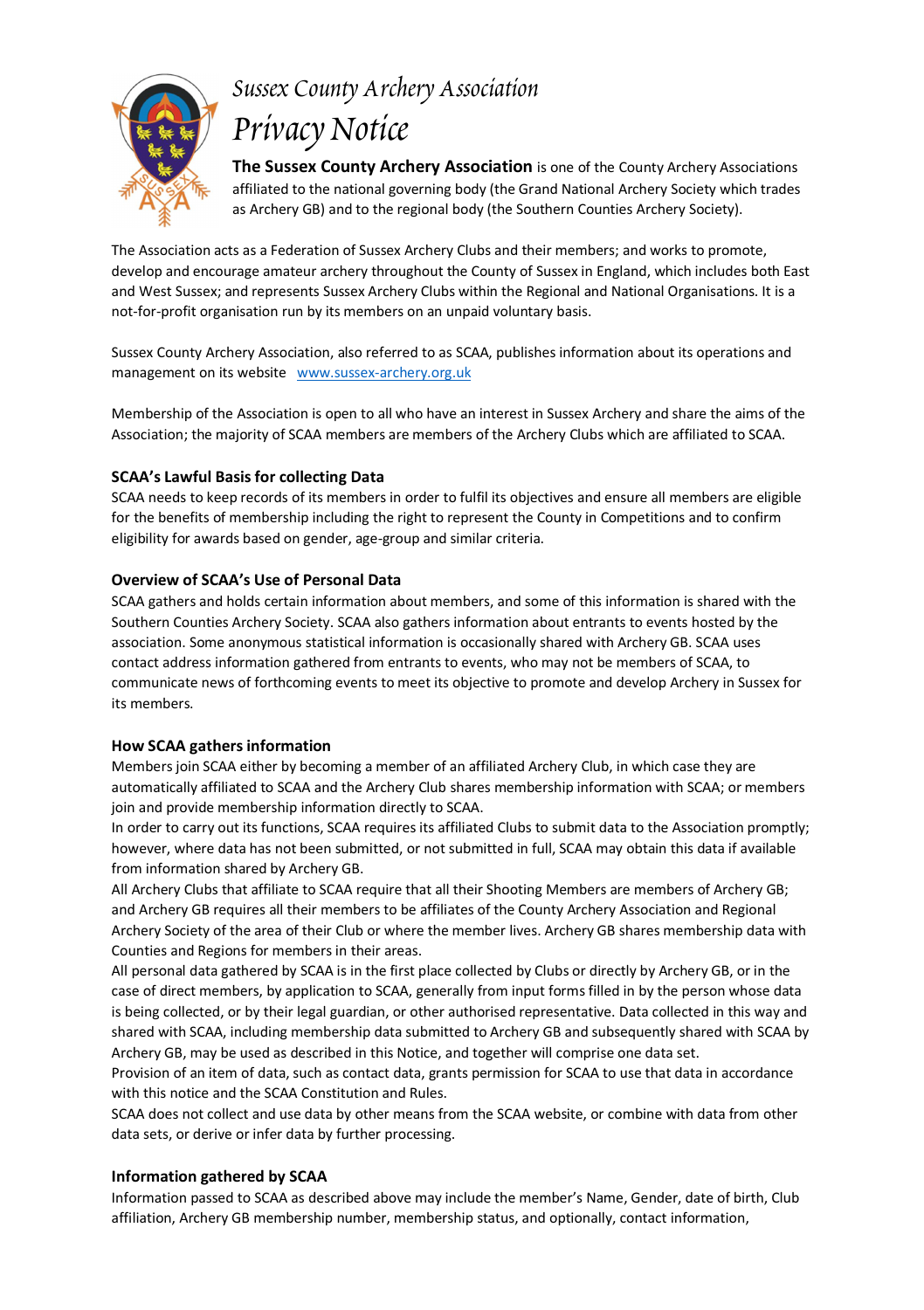# Sussex County Archery Association

# Privacy Notice

**The Sussex County Archery Association** is one of the County Archery Associations affiliated to the national governing body (the Grand National Archery Society which trades as Archery GB) and to the regional body (the Southern Counties Archery Society).

The Association acts as a Federation of Sussex Archery Clubs and their members; and works to promote, develop and encourage amateur archery throughout the County of Sussex in England, which includes both East and West Sussex; and represents Sussex Archery Clubs within the Regional and National Organisations. It is a not-for-profit organisation run by its members on an unpaid voluntary basis.

Sussex County Archery Association, also referred to as SCAA, publishes information about its operations and management on its website [www.sussex-archery.org.uk](http://www.sussex-archery.org.uk)

Membership of the Association is open to all who have an interest in Sussex Archery and share the aims of the Association; the majority of SCAA members are members of the Archery Clubs which are affiliated to SCAA.

### SCAA's Lawful Basis for collecting Data

SCAA needs to keep records of its members in order to fulfil its objectives and ensure all members are eligible for the benefits of membership including the right to represent the County in Competitions and to confirm eligibility for awards based on gender, age-group and similar criteria.

### Overview of SCAA's Use of Personal Data

SCAA gathers and holds certain information about members, and some of this information is shared with the Southern Counties Archery Society. SCAA also gathers information about entrants to events hosted by the association. Some anonymous statistical information is occasionally shared with Archery GB. SCAA uses contact address information gathered from entrants to events, who may not be members of SCAA, to communicate news of forthcoming events to meet its objective to promote and develop Archery in Sussex for its members.

### How SCAA gathers information

Members join SCAA either by becoming a member of an affiliated Archery Club, in which case they are automatically affiliated to SCAA and the Archery Club shares membership information with SCAA; or members join and provide membership information directly to SCAA.

In order to carry out its functions, SCAA requires its affiliated Clubs to submit data to the Association promptly; however, where data has not been submitted, or not submitted in full, SCAA may obtain this data if available from information shared by Archery GB.

All Archery Clubs that affiliate to SCAA require that all their Shooting Members are members of Archery GB; and Archery GB requires all their members to be affiliates of the County Archery Association and Regional Archery Society of the area of their Club or where the member lives. Archery GB shares membership data with Counties and Regions for members in their areas.

All personal data gathered by SCAA is in the first place collected by Clubs or directly by Archery GB, or in the case of direct members, by application to SCAA, generally from input forms filled in by the person whose data is being collected, or by their legal guardian, or other authorised representative. Data collected in this way and shared with SCAA, including membership data submitted to Archery GB and subsequently shared with SCAA by Archery GB, may be used as described in this Notice, and together will comprise one data set.

Provision of an item of data, such as contact data, grants permission for SCAA to use that data in accordance with this notice and the SCAA Constitution and Rules.

SCAA does not collect and use data by other means from the SCAA website, or combine with data from other data sets, or derive or infer data by further processing.

### Information gathered by SCAA

Information passed to SCAA as described above may include the member's Name, Gender, date of birth, Club affiliation, Archery GB membership number, membership status, and optionally, contact information,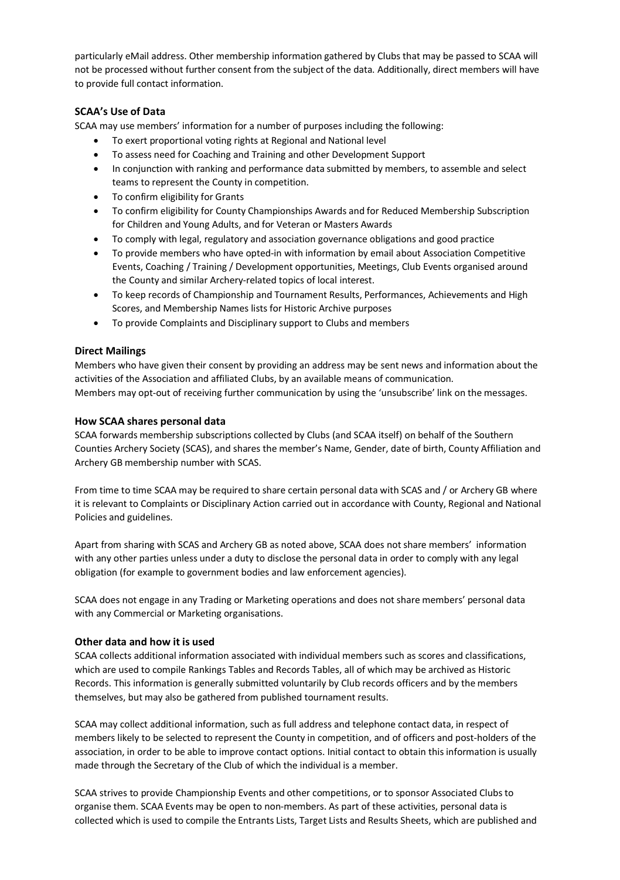particularly eMail address. Other membership information gathered by Clubs that may be passed to SCAA will not be processed without further consent from the subject of the data. Additionally, direct members will have to provide full contact information.

### SCAA's Use of Data

SCAA may use members' information for a number of purposes including the following:

- To exert proportional voting rights at Regional and National level
- To assess need for Coaching and Training and other Development Support
- In conjunction with ranking and performance data submitted by members, to assemble and select teams to represent the County in competition.
- To confirm eligibility for Grants
- To confirm eligibility for County Championships Awards and for Reduced Membership Subscription for Children and Young Adults, and for Veteran or Masters Awards
- To comply with legal, regulatory and association governance obligations and good practice
- To provide members who have opted-in with information by email about Association Competitive Events, Coaching / Training / Development opportunities, Meetings, Club Events organised around the County and similar Archery-related topics of local interest.
- To keep records of Championship and Tournament Results, Performances, Achievements and High Scores, and Membership Names lists for Historic Archive purposes
- To provide Complaints and Disciplinary support to Clubs and members

### Direct Mailings

Members who have given their consent by providing an address may be sent news and information about the activities of the Association and affiliated Clubs, by an available means of communication.
Members may opt-out of receiving further communication by using the 'unsubscribe' link on the messages.

### How SCAA shares personal data

SCAA forwards membership subscriptions collected by Clubs (and SCAA itself) on behalf of the Southern Counties Archery Society (SCAS), and shares the member's Name, Gender, date of birth, County Affiliation and Archery GB membership number with SCAS.

From time to time SCAA may be required to share certain personal data with SCAS and / or Archery GB where it is relevant to Complaints or Disciplinary Action carried out in accordance with County, Regional and National Policies and guidelines.

Apart from sharing with SCAS and Archery GB as noted above, SCAA does not share members' information with any other parties unless under a duty to disclose the personal data in order to comply with any legal obligation (for example to government bodies and law enforcement agencies).

SCAA does not engage in any Trading or Marketing operations and does not share members' personal data with any Commercial or Marketing organisations.

### Other data and how it is used

SCAA collects additional information associated with individual members such as scores and classifications, which are used to compile Rankings Tables and Records Tables, all of which may be archived as Historic Records. This information is generally submitted voluntarily by Club records officers and by the members themselves, but may also be gathered from published tournament results.

SCAA may collect additional information, such as full address and telephone contact data, in respect of members likely to be selected to represent the County in competition, and of officers and post-holders of the association, in order to be able to improve contact options. Initial contact to obtain this information is usually made through the Secretary of the Club of which the individual is a member.

SCAA strives to provide Championship Events and other competitions, or to sponsor Associated Clubs to organise them. SCAA Events may be open to non-members. As part of these activities, personal data is collected which is used to compile the Entrants Lists, Target Lists and Results Sheets, which are published and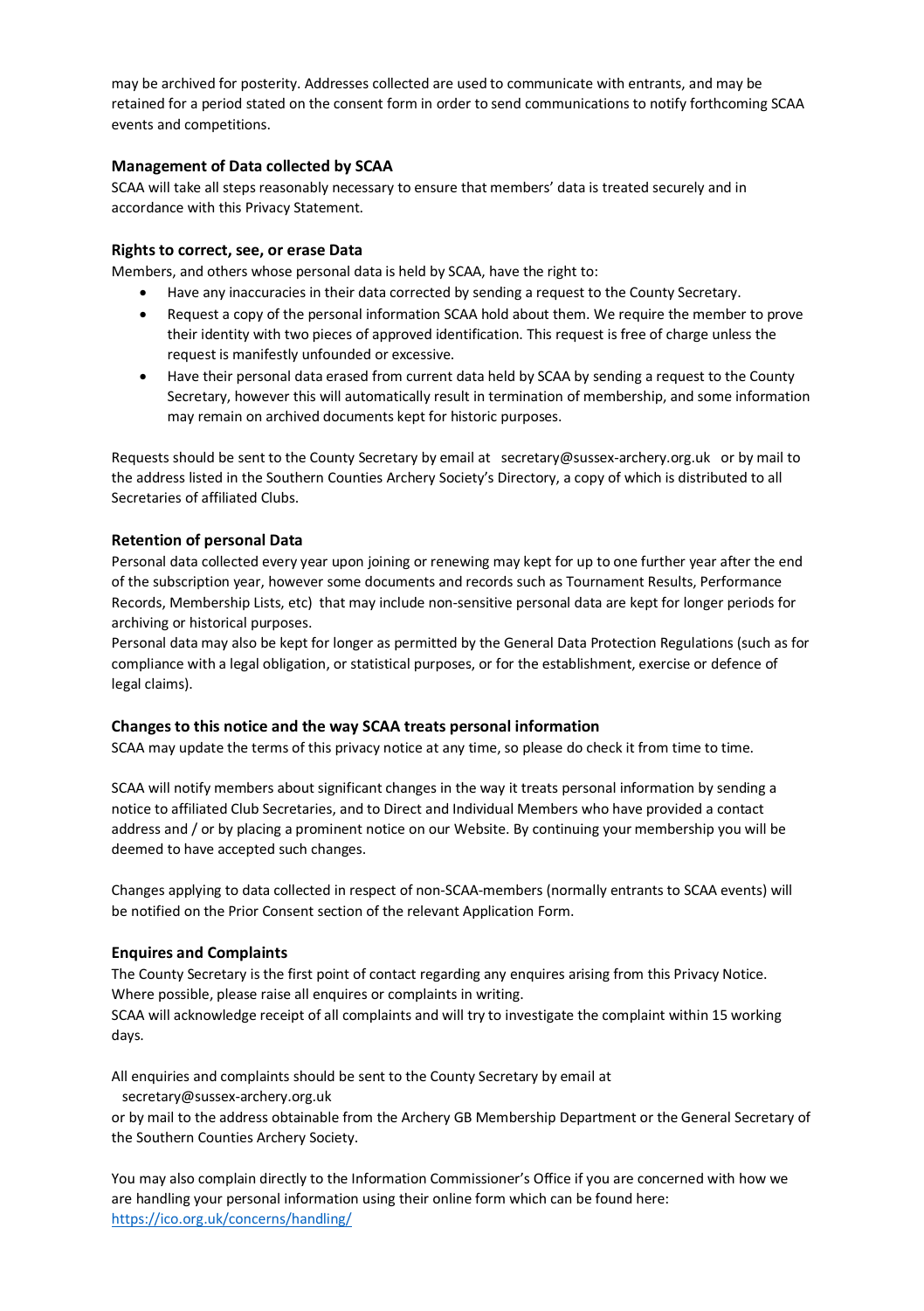may be archived for posterity. Addresses collected are used to communicate with entrants, and may be retained for a period stated on the consent form in order to send communications to notify forthcoming SCAA events and competitions.

### Management of Data collected by SCAA

SCAA will take all steps reasonably necessary to ensure that members' data is treated securely and in accordance with this Privacy Statement.

### Rights to correct, see, or erase Data

Members, and others whose personal data is held by SCAA, have the right to:

- Have any inaccuracies in their data corrected by sending a request to the County Secretary.
- Request a copy of the personal information SCAA hold about them. We require the member to prove their identity with two pieces of approved identification. This request is free of charge unless the request is manifestly unfounded or excessive.
- Have their personal data erased from current data held by SCAA by sending a request to the County Secretary, however this will automatically result in termination of membership, and some information may remain on archived documents kept for historic purposes.

Requests should be sent to the County Secretary by email at secretary@sussex-archery.org.uk or by mail to the address listed in the Southern Counties Archery Society's Directory, a copy of which is distributed to all Secretaries of affiliated Clubs.

### Retention of personal Data

Personal data collected every year upon joining or renewing may kept for up to one further year after the end of the subscription year, however some documents and records such as Tournament Results, Performance Records, Membership Lists, etc) that may include non-sensitive personal data are kept for longer periods for archiving or historical purposes.

Personal data may also be kept for longer as permitted by the General Data Protection Regulations (such as for compliance with a legal obligation, or statistical purposes, or for the establishment, exercise or defence of legal claims).

### Changes to this notice and the way SCAA treats personal information

SCAA may update the terms of this privacy notice at any time, so please do check it from time to time.

SCAA will notify members about significant changes in the way it treats personal information by sending a notice to affiliated Club Secretaries, and to Direct and Individual Members who have provided a contact address and / or by placing a prominent notice on our Website. By continuing your membership you will be deemed to have accepted such changes.

Changes applying to data collected in respect of non-SCAA-members (normally entrants to SCAA events) will be notified on the Prior Consent section of the relevant Application Form.

### Enquires and Complaints

The County Secretary is the first point of contact regarding any enquires arising from this Privacy Notice. Where possible, please raise all enquires or complaints in writing.

SCAA will acknowledge receipt of all complaints and will try to investigate the complaint within 15 working days.

All enquiries and complaints should be sent to the County Secretary by email at
secretary@sussex-archery.org.uk
or by mail to the address obtainable from the Archery GB Membership Department or the General Secretary of the Southern Counties Archery Society.

You may also complain directly to the Information Commissioner's Office if you are concerned with how we are handling your personal information using their online form which can be found here:
https://ico.org.uk/concerns/handling/